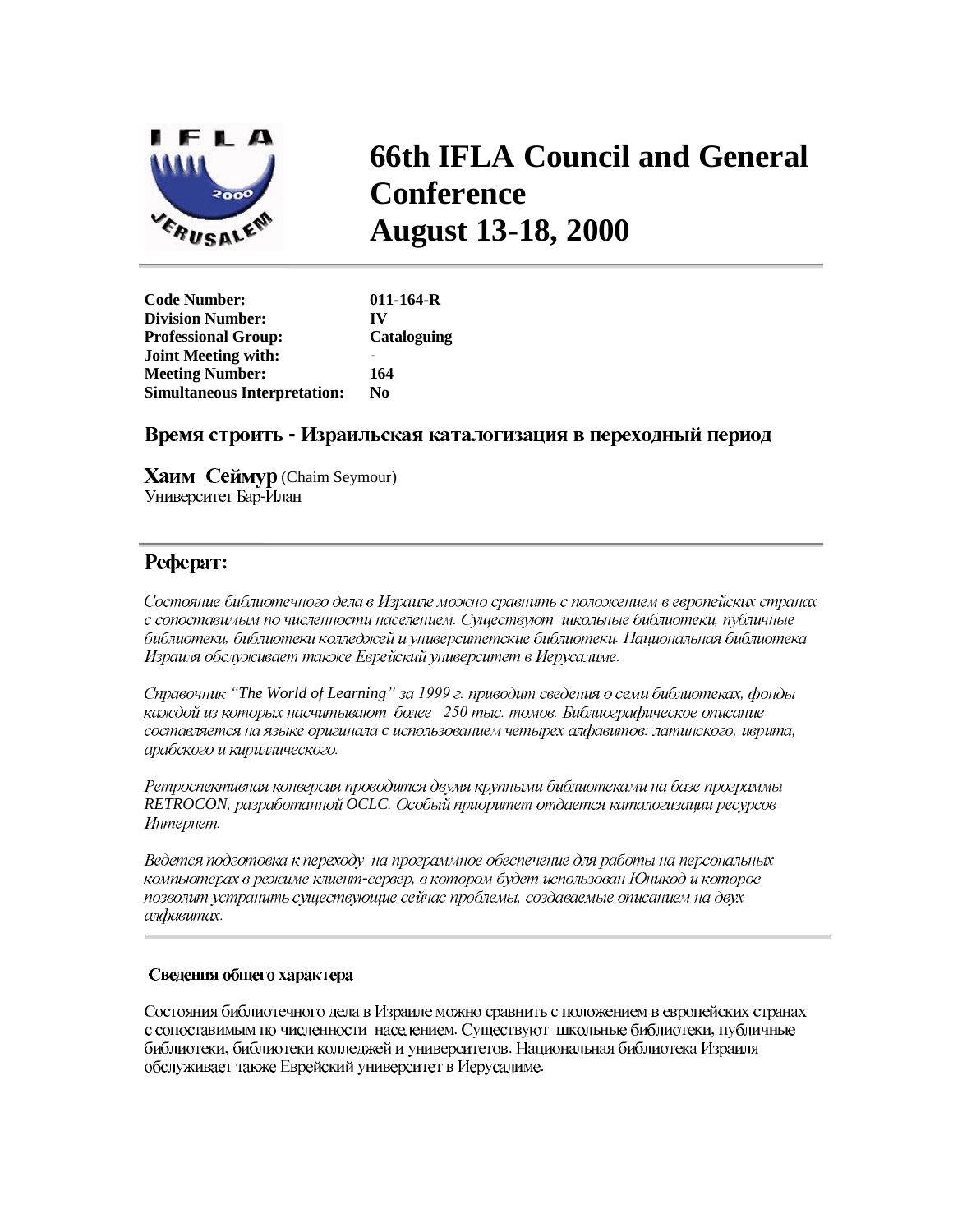# 66th IFLA Council and General Conference
# August 13-18, 2000

| | |
|---|---|
| **Code Number:** | **011-164-R** |
| **Division Number:** | **IV** |
| **Professional Group:** | **Cataloguing** |
| **Joint Meeting with:** | **-** |
| **Meeting Number:** | **164** |
| **Simultaneous Interpretation:** | **No** |

## Время строить - Израильская каталогизация в переходный период

**Хаим Сеймур** (Chaim Seymour)
Университет Бар-Илан

## Реферат:

*Состояние библиотечного дела в Израиле можно сравнить с положением в европейских странах с сопоставимым по численности населением. Существуют школьные библиотеки, публичные библиотеки, библиотеки колледжей и университетские библиотеки. Национальная библиотека Израиля обслуживает также Еврейский университет в Иерусалиме.*

*Справочник "The World of Learning" за 1999 г. приводит сведения о семи библиотеках, фонды каждой из которых насчитывают более 250 тыс. томов. Библиографическое описание составляется на языке оригинала с использованием четырех алфавитов: латинского, иврита, арабского и кириллического.*

*Ретроспективная конверсия проводится двумя крупными библиотеками на базе программы RETROCON, разработанной OCLC. Особый приоритет отдается каталогизации ресурсов Интернет.*

*Ведется подготовка к переходу на программное обеспечение для работы на персональных компьютерах в режиме клиент-сервер, в котором будет использован Юникод и которое позволит устранить существующие сейчас проблемы, создаваемые описанием на двух алфавитах.*

### Сведения общего характера

Состояния библиотечного дела в Израиле можно сравнить с положением в европейских странах с сопоставимым по численности населением. Существуют школьные библиотеки, публичные библиотеки, библиотеки колледжей и университетов. Национальная библиотека Израиля обслуживает также Еврейский университет в Иерусалиме.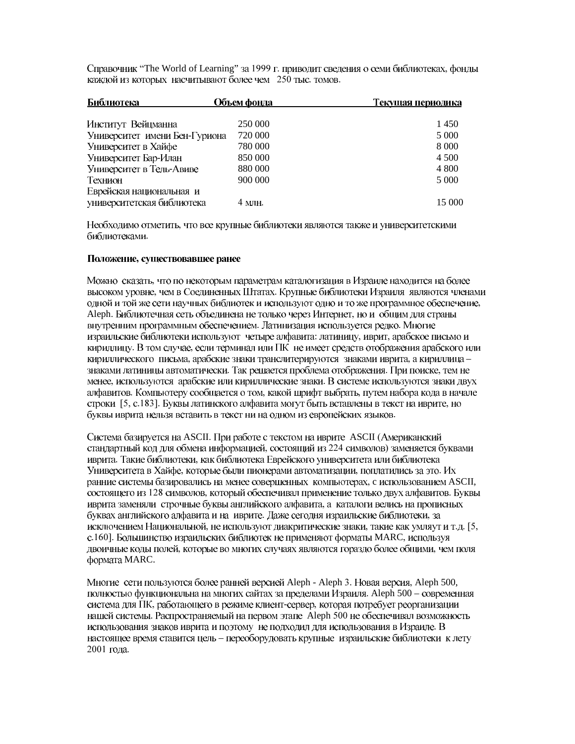Справочник “The World of Learning” за 1999 г. приводит сведения о семи библиотеках, фонды каждой из которых насчитывают более чем 250 тыс. томов.

| Библиотека | Объем фонда | Текущая периодика |
|---|---|---|
| Институт Вейцманна | 250 000 | 1 450 |
| Университет имени Бен-Гуриона | 720 000 | 5 000 |
| Университет в Хайфе | 780 000 | 8 000 |
| Университет Бар-Илан | 850 000 | 4 500 |
| Университет в Тель-Авиве | 880 000 | 4 800 |
| Технион | 900 000 | 5 000 |
| Еврейская национальная и университетская библиотека | 4 млн. | 15 000 |

Необходимо отметить, что все крупные библиотеки являются также и университетскими библиотеками.

**Положение, существовавшее ранее**

Можно сказать, что по некоторым параметрам каталогизация в Израиле находится на более высоком уровне, чем в Соединенных Штатах. Крупные библиотеки Израиля являются членами одной и той же сети научных библиотек и используют одно и то же программное обеспечение, Aleph. Библиотечная сеть объединена не только через Интернет, но и общим для страны внутренним программным обеспечением. Латинизация используется редко. Многие израильские библиотеки используют четыре алфавита: латиницу, иврит, арабское письмо и кириллицу. В том случае, если терминал или ПК не имеет средств отображения арабского или кириллического письма, арабские знаки транслитерируются знаками иврита, а кириллица – знаками латиницы автоматически. Так решается проблема отображения. При поиске, тем не менее, используются арабские или кириллические знаки. В системе используются знаки двух алфавитов. Компьютеру сообщается о том, какой шрифт выбрать, путем набора кода в начале строки [5, с.183]. Буквы латинского алфавита могут быть вставлены в текст на иврите, но буквы иврита нельзя вставить в текст ни на одном из европейских языков.

Система базируется на ASCII. При работе с текстом на иврите ASCII (Американский стандартный код для обмена информацией, состоящий из 224 символов) заменяется буквами иврита. Такие библиотеки, как библиотека Еврейского университета или библиотека Университета в Хайфе, которые были пионерами автоматизации, поплатились за это. Их ранние системы базировались на менее совершенных компьютерах, с использованием ASCII, состоящего из 128 символов, который обеспечивал применение только двух алфавитов. Буквы иврита заменяли строчные буквы английского алфавита, а каталоги велись на прописных буквах английского алфавита и на иврите. Даже сегодня израильские библиотеки, за исключением Национальной, не используют диакритические знаки, такие как умляут и т.д. [5, с.160]. Большинство израильских библиотек не применяют форматы MARC, используя двоичные коды полей, которые во многих случаях являются гораздо более общими, чем поля формата MARC.

Многие сети пользуются более ранней версией Aleph - Aleph 3. Новая версия, Aleph 500, полностью функциональна на многих сайтах за пределами Израиля. Aleph 500 – современная система для ПК, работающего в режиме клиент-сервер, которая потребует реорганизации нашей системы. Распространяемый на первом этапе Aleph 500 не обеспечивал возможность использования знаков иврита и поэтому не подходил для использования в Израиле. В настоящее время ставится цель – переоборудовать крупные израильские библиотеки к лету 2001 года.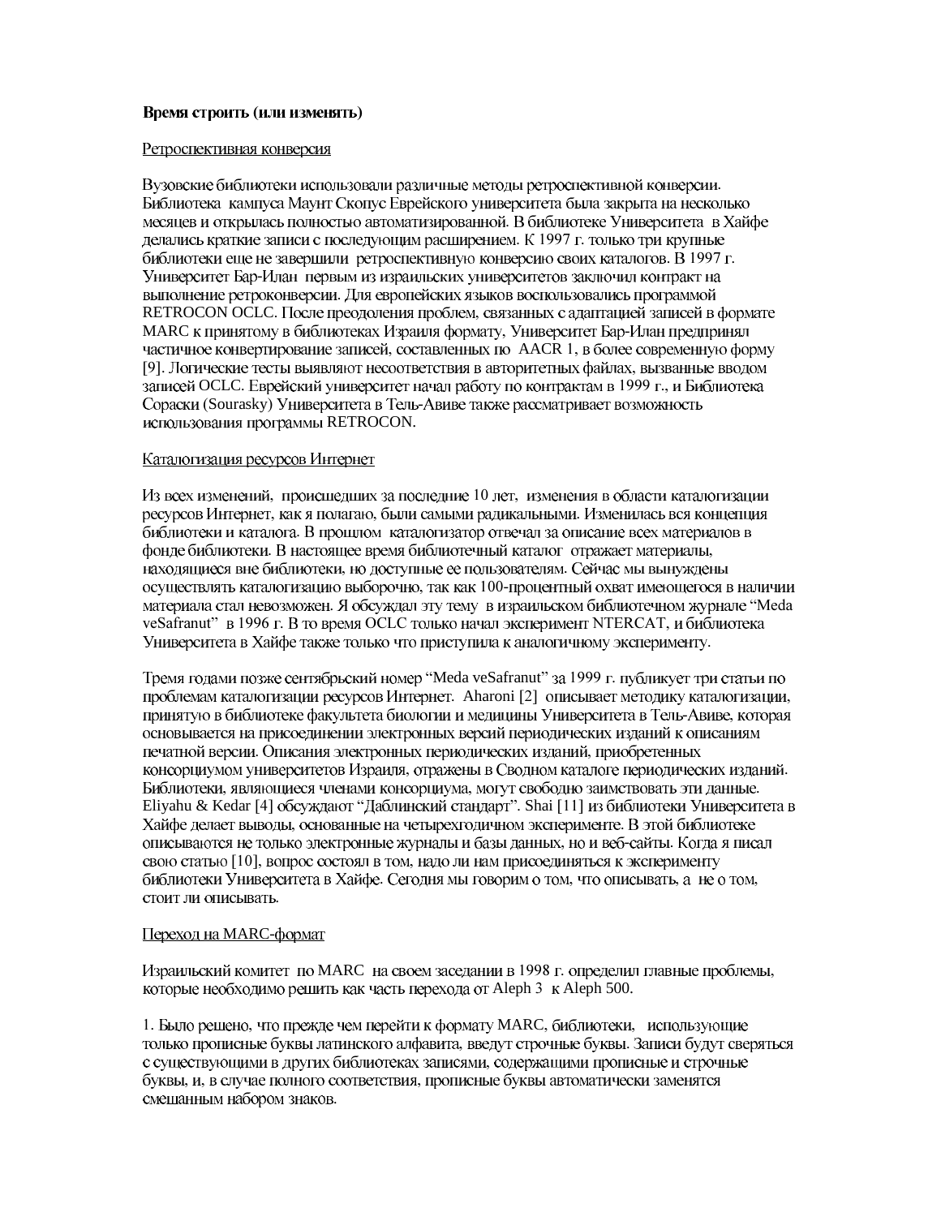**Время строить (или изменять)**

Ретроспективная конверсия

Вузовские библиотеки использовали различные методы ретроспективной конверсии. Библиотека кампуса Маунт Скопус Еврейского университета была закрыта на несколько месяцев и открылась полностью автоматизированной. В библиотеке Университета в Хайфе делались краткие записи с последующим расширением. К 1997 г. только три крупные библиотеки еще не завершили ретроспективную конверсию своих каталогов. В 1997 г. Университет Бар-Илан первым из израильских университетов заключил контракт на выполнение ретроконверсии. Для европейских языков воспользовались программой RETROCON OCLC. После преодоления проблем, связанных с адаптацией записей в формате MARC к принятому в библиотеках Израиля формату, Университет Бар-Илан предпринял частичное конвертирование записей, составленных по AACR 1, в более современную форму [9]. Логические тесты выявляют несоответствия в авторитетных файлах, вызванные вводом записей OCLC. Еврейский университет начал работу по контрактам в 1999 г., и Библиотека Сораски (Sourasky) Университета в Тель-Авиве также рассматривает возможность использования программы RETROCON.

Каталогизация ресурсов Интернет

Из всех изменений, происшедших за последние 10 лет, изменения в области каталогизации ресурсов Интернет, как я полагаю, были самыми радикальными. Изменилась вся концепция библиотеки и каталога. В прошлом каталогизатор отвечал за описание всех материалов в фонде библиотеки. В настоящее время библиотечный каталог отражает материалы, находящиеся вне библиотеки, но доступные ее пользователям. Сейчас мы вынуждены осуществлять каталогизацию выборочно, так как 100-процентный охват имеющегося в наличии материала стал невозможен. Я обсуждал эту тему в израильском библиотечном журнале "Meda veSafranut" в 1996 г. В то время OCLC только начал эксперимент NTERCAT, и библиотека Университета в Хайфе также только что приступила к аналогичному эксперименту.

Тремя годами позже сентябрьский номер "Meda veSafranut" за 1999 г. публикует три статьи по проблемам каталогизации ресурсов Интернет. Aharoni [2] описывает методику каталогизации, принятую в библиотеке факультета биологии и медицины Университета в Тель-Авиве, которая основывается на присоединении электронных версий периодических изданий к описаниям печатной версии. Описания электронных периодических изданий, приобретенных консорциумом университетов Израиля, отражены в Сводном каталоге периодических изданий. Библиотеки, являющиеся членами консорциума, могут свободно заимствовать эти данные. Eliyahu & Kedar [4] обсуждают "Даблинский стандарт". Shai [11] из библиотеки Университета в Хайфе делает выводы, основанные на четырехгодичном эксперименте. В этой библиотеке описываются не только электронные журналы и базы данных, но и веб-сайты. Когда я писал свою статью [10], вопрос состоял в том, надо ли нам присоединяться к эксперименту библиотеки Университета в Хайфе. Сегодня мы говорим о том, что описывать, а не о том, стоит ли описывать.

Переход на MARC-формат

Израильский комитет по MARC на своем заседании в 1998 г. определил главные проблемы, которые необходимо решить как часть перехода от Aleph 3 к Aleph 500.

1. Было решено, что прежде чем перейти к формату MARC, библиотеки, использующие только прописные буквы латинского алфавита, введут строчные буквы. Записи будут сверяться с существующими в других библиотеках записями, содержащими прописные и строчные буквы, и, в случае полного соответствия, прописные буквы автоматически заменятся смешанным набором знаков.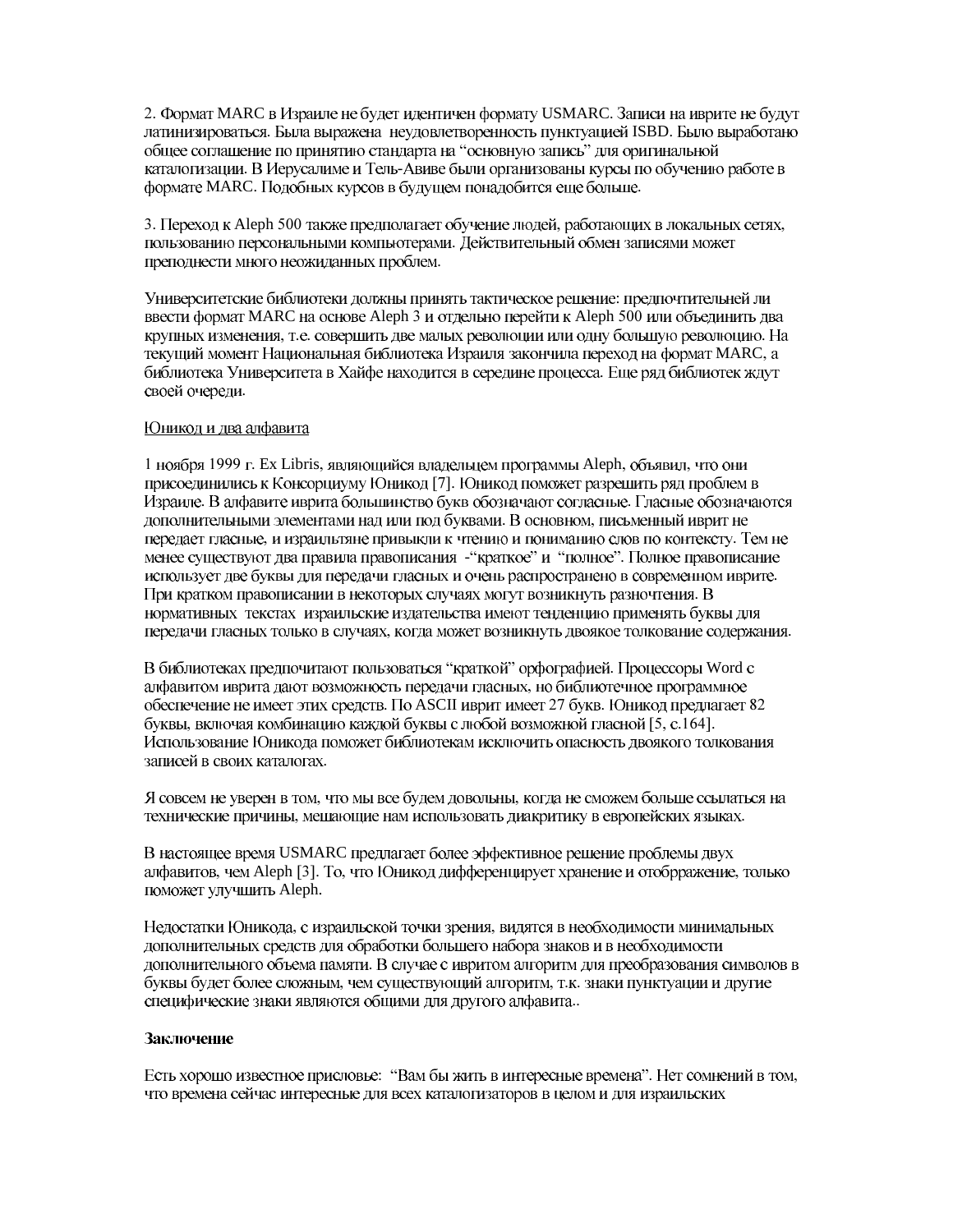2. Формат MARC в Израиле не будет идентичен формату USMARC. Записи на иврите не будут латинизироваться. Была выражена неудовлетворенность пунктуацией ISBD. Было выработано общее соглашение по принятию стандарта на "основную запись" для оригинальной каталогизации. В Иерусалиме и Тель-Авиве были организованы курсы по обучению работе в формате MARC. Подобных курсов в будущем понадобится еще больше.

3. Переход к Aleph 500 также предполагает обучение людей, работающих в локальных сетях, пользованию персональными компьютерами. Действительный обмен записями может преподнести много неожиданных проблем.

Университетские библиотеки должны принять тактическое решение: предпочтительней ли ввести формат MARC на основе Aleph 3 и отдельно перейти к Aleph 500 или объединить два крупных изменения, т.е. совершить две малых революции или одну большую революцию. На текущий момент Национальная библиотека Израиля закончила переход на формат MARC, а библиотека Университета в Хайфе находится в середине процесса. Еще ряд библиотек ждут своей очереди.

<u>Юникод и два алфавита</u>

1 ноября 1999 г. Ex Libris, являющийся владельцем программы Aleph, объявил, что они присоединились к Консорциуму Юникод [7]. Юникод поможет разрешить ряд проблем в Израиле. В алфавите иврита большинство букв обозначают согласные. Гласные обозначаются дополнительными элементами над или под буквами. В основном, письменный иврит не передает гласные, и израильтяне привыкли к чтению и пониманию слов по контексту. Тем не менее существуют два правила правописания -"краткое" и "полное". Полное правописание использует две буквы для передачи гласных и очень распространено в современном иврите. При кратком правописании в некоторых случаях могут возникнуть разночтения. В нормативных текстах израильские издательства имеют тенденцию применять буквы для передачи гласных только в случаях, когда может возникнуть двоякое толкование содержания.

В библиотеках предпочитают пользоваться "краткой" орфографией. Процессоры Word с алфавитом иврита дают возможность передачи гласных, но библиотечное программное обеспечение не имеет этих средств. По ASCII иврит имеет 27 букв. Юникод предлагает 82 буквы, включая комбинацию каждой буквы с любой возможной гласной [5, с.164]. Использование Юникода поможет библиотекам исключить опасность двоякого толкования записей в своих каталогах.

Я совсем не уверен в том, что мы все будем довольны, когда не сможем больше ссылаться на технические причины, мешающие нам использовать диакритику в европейских языках.

В настоящее время USMARC предлагает более эффективное решение проблемы двух алфавитов, чем Aleph [3]. То, что Юникод дифференцирует хранение и отобрражение, только поможет улучшить Aleph.

Недостатки Юникода, с израильской точки зрения, видятся в необходимости минимальных дополнительных средств для обработки большего набора знаков и в необходимости дополнительного объема памяти. В случае с ивритом алгоритм для преобразования символов в буквы будет более сложным, чем существующий алгоритм, т.к. знаки пунктуации и другие специфические знаки являются общими для другого алфавита..

**Заключение**

Есть хорошо известное присловье: "Вам бы жить в интересные времена". Нет сомнений в том, что времена сейчас интересные для всех каталогизаторов в целом и для израильских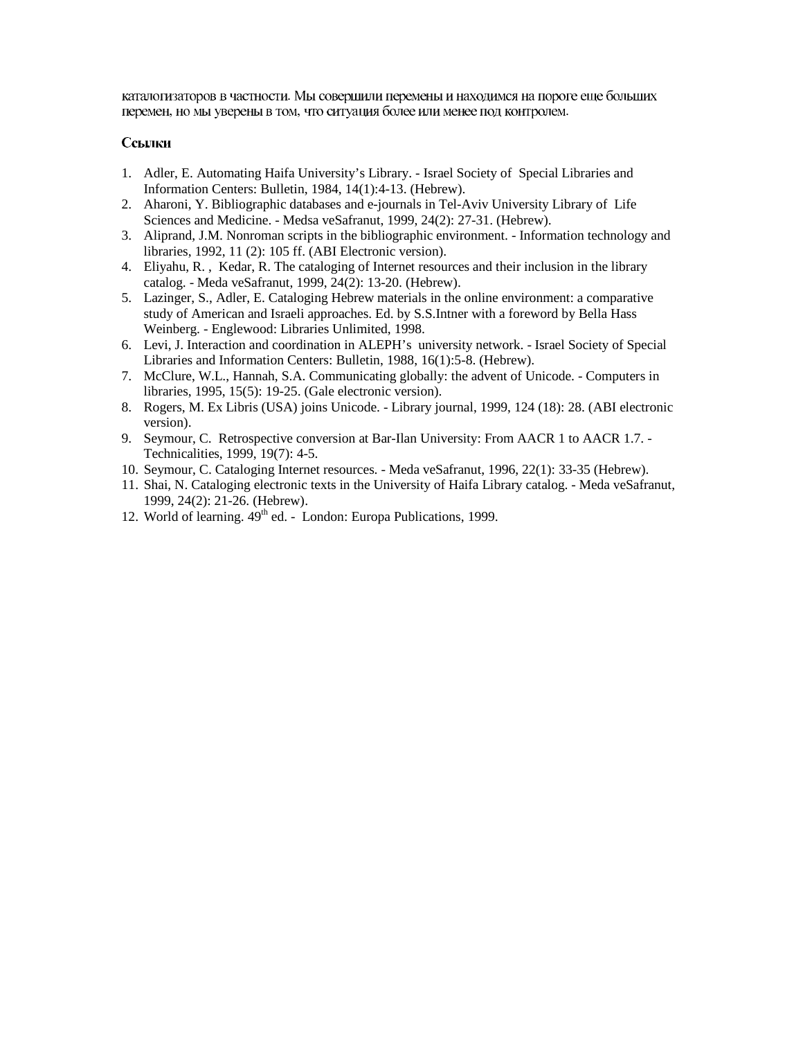каталогизаторов в частности. Мы совершили перемены и находимся на пороге еще больших перемен, но мы уверены в том, что ситуация более или менее под контролем.

## Ссылки

1. Adler, E. Automating Haifa University's Library. - Israel Society of Special Libraries and Information Centers: Bulletin, 1984, 14(1):4-13. (Hebrew).
2. Aharoni, Y. Bibliographic databases and e-journals in Tel-Aviv University Library of Life Sciences and Medicine. - Medsa veSafranut, 1999, 24(2): 27-31. (Hebrew).
3. Aliprand, J.M. Nonroman scripts in the bibliographic environment. - Information technology and libraries, 1992, 11 (2): 105 ff. (ABI Electronic version).
4. Eliyahu, R. , Kedar, R. The cataloging of Internet resources and their inclusion in the library catalog. - Meda veSafranut, 1999, 24(2): 13-20. (Hebrew).
5. Lazinger, S., Adler, E. Cataloging Hebrew materials in the online environment: a comparative study of American and Israeli approaches. Ed. by S.S.Intner with a foreword by Bella Hass Weinberg. - Englewood: Libraries Unlimited, 1998.
6. Levi, J. Interaction and coordination in ALEPH's university network. - Israel Society of Special Libraries and Information Centers: Bulletin, 1988, 16(1):5-8. (Hebrew).
7. McClure, W.L., Hannah, S.A. Communicating globally: the advent of Unicode. - Computers in libraries, 1995, 15(5): 19-25. (Gale electronic version).
8. Rogers, M. Ex Libris (USA) joins Unicode. - Library journal, 1999, 124 (18): 28. (ABI electronic version).
9. Seymour, C. Retrospective conversion at Bar-Ilan University: From AACR 1 to AACR 1.7. - Technicalities, 1999, 19(7): 4-5.
10. Seymour, C. Cataloging Internet resources. - Meda veSafranut, 1996, 22(1): 33-35 (Hebrew).
11. Shai, N. Cataloging electronic texts in the University of Haifa Library catalog. - Meda veSafranut, 1999, 24(2): 21-26. (Hebrew).
12. World of learning. 49th ed. - London: Europa Publications, 1999.